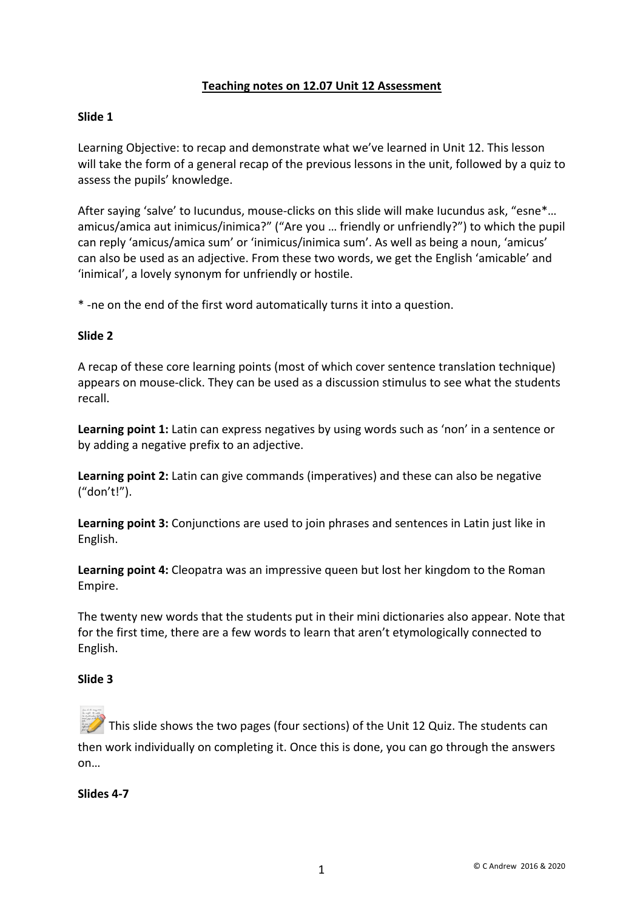## Teaching notes on 12.07 Unit 12 Assessment

**Slide 1**

Learning Objective: to recap and demonstrate what we've learned in Unit 12. This lesson will take the form of a general recap of the previous lessons in the unit, followed by a quiz to assess the pupils' knowledge.

After saying 'salve' to Iucundus, mouse-clicks on this slide will make Iucundus ask, "esne*… amicus/amica aut inimicus/inimica?" ("Are you … friendly or unfriendly?") to which the pupil can reply 'amicus/amica sum' or 'inimicus/inimica sum'. As well as being a noun, 'amicus' can also be used as an adjective. From these two words, we get the English 'amicable' and 'inimical', a lovely synonym for unfriendly or hostile.

* -ne on the end of the first word automatically turns it into a question.

**Slide 2**

A recap of these core learning points (most of which cover sentence translation technique) appears on mouse-click. They can be used as a discussion stimulus to see what the students recall.

**Learning point 1:** Latin can express negatives by using words such as 'non' in a sentence or by adding a negative prefix to an adjective.

**Learning point 2:** Latin can give commands (imperatives) and these can also be negative ("don't!").

**Learning point 3:** Conjunctions are used to join phrases and sentences in Latin just like in English.

**Learning point 4:** Cleopatra was an impressive queen but lost her kingdom to the Roman Empire.

The twenty new words that the students put in their mini dictionaries also appear. Note that for the first time, there are a few words to learn that aren't etymologically connected to English.

**Slide 3**

This slide shows the two pages (four sections) of the Unit 12 Quiz. The students can then work individually on completing it. Once this is done, you can go through the answers on…

**Slides 4-7**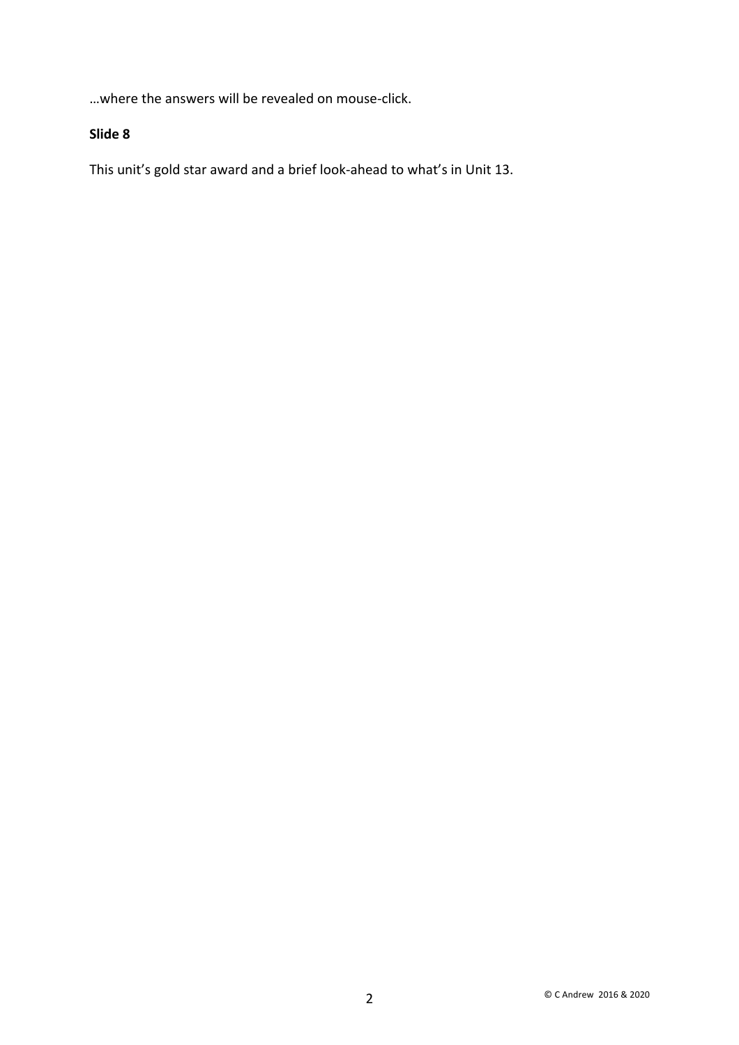…where the answers will be revealed on mouse-click.

**Slide 8**

This unit's gold star award and a brief look-ahead to what's in Unit 13.

© C Andrew 2016 & 2020